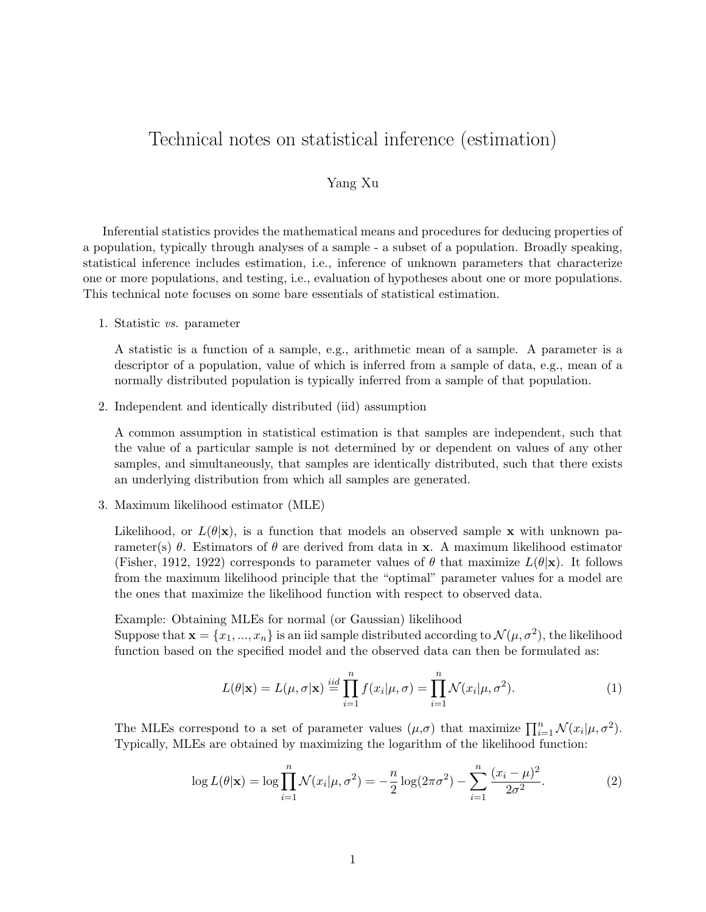# Technical notes on statistical inference (estimation)

Yang Xu

Inferential statistics provides the mathematical means and procedures for deducing properties of a population, typically through analyses of a sample - a subset of a population. Broadly speaking, statistical inference includes estimation, i.e., inference of unknown parameters that characterize one or more populations, and testing, i.e., evaluation of hypotheses about one or more populations. This technical note focuses on some bare essentials of statistical estimation.

1. Statistic *vs.* parameter

   A statistic is a function of a sample, e.g., arithmetic mean of a sample. A parameter is a descriptor of a population, value of which is inferred from a sample of data, e.g., mean of a normally distributed population is typically inferred from a sample of that population.

2. Independent and identically distributed (iid) assumption

   A common assumption in statistical estimation is that samples are independent, such that the value of a particular sample is not determined by or dependent on values of any other samples, and simultaneously, that samples are identically distributed, such that there exists an underlying distribution from which all samples are generated.

3. Maximum likelihood estimator (MLE)

   Likelihood, or $L(\theta|\mathbf{x})$, is a function that models an observed sample $\mathbf{x}$ with unknown parameter(s) $\theta$. Estimators of $\theta$ are derived from data in $\mathbf{x}$. A maximum likelihood estimator (Fisher, 1912, 1922) corresponds to parameter values of $\theta$ that maximize $L(\theta|\mathbf{x})$. It follows from the maximum likelihood principle that the "optimal" parameter values for a model are the ones that maximize the likelihood function with respect to observed data.

   Example: Obtaining MLEs for normal (or Gaussian) likelihood
   Suppose that $\mathbf{x} = \{x_1, ..., x_n\}$ is an iid sample distributed according to $\mathcal{N}(\mu, \sigma^2)$, the likelihood function based on the specified model and the observed data can then be formulated as:

$$L(\theta|\mathbf{x}) = L(\mu, \sigma|\mathbf{x}) \overset{iid}{=} \prod_{i=1}^{n} f(x_i|\mu, \sigma) = \prod_{i=1}^{n} \mathcal{N}(x_i|\mu, \sigma^2). \tag{1}$$

   The MLEs correspond to a set of parameter values ($\mu$,$\sigma$) that maximize $\prod_{i=1}^{n} \mathcal{N}(x_i|\mu, \sigma^2)$. Typically, MLEs are obtained by maximizing the logarithm of the likelihood function:

$$\log L(\theta|\mathbf{x}) = \log \prod_{i=1}^{n} \mathcal{N}(x_i|\mu, \sigma^2) = -\frac{n}{2}\log(2\pi\sigma^2) - \sum_{i=1}^{n} \frac{(x_i - \mu)^2}{2\sigma^2}. \tag{2}$$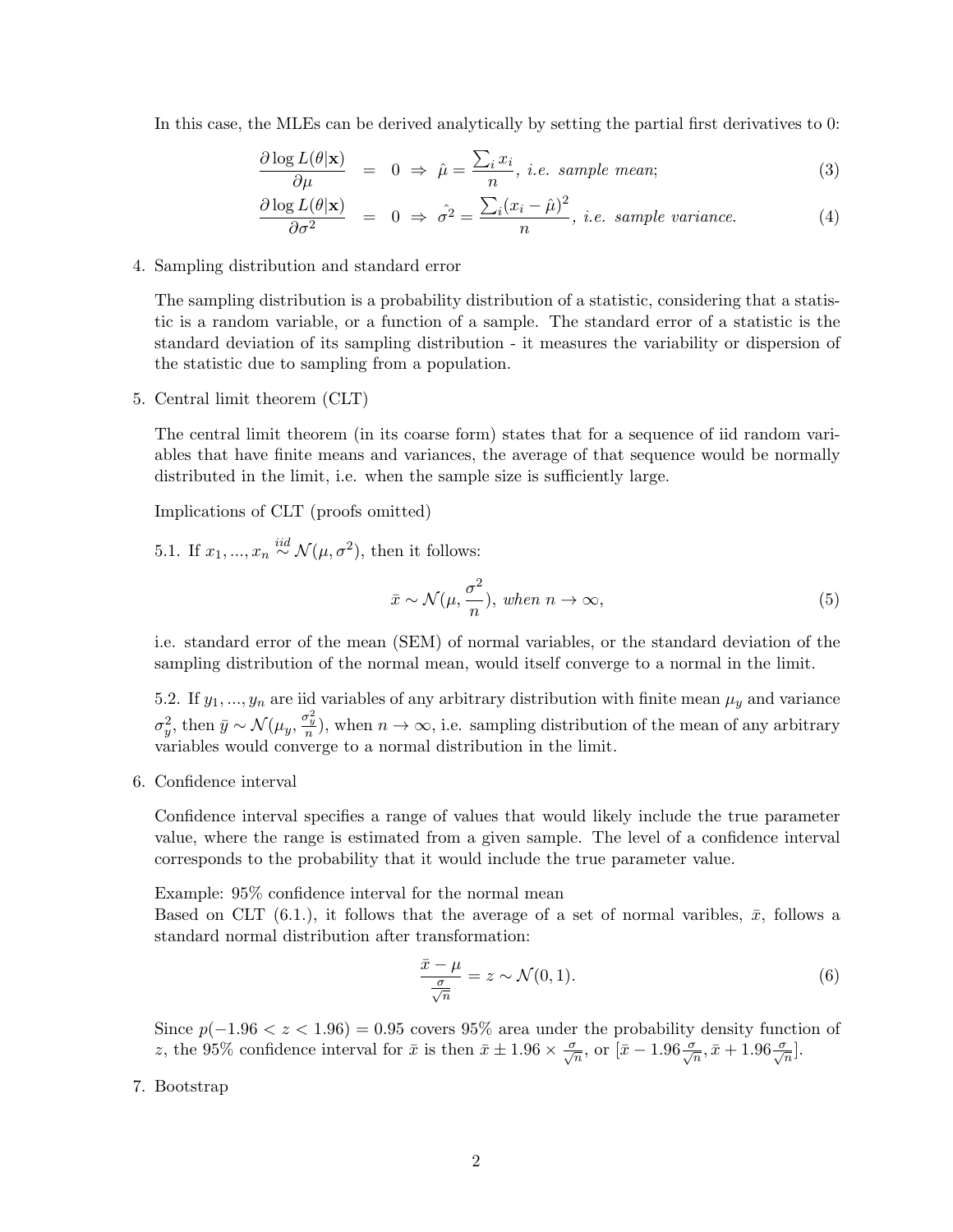In this case, the MLEs can be derived analytically by setting the partial first derivatives to 0:

$$\frac{\partial \log L(\theta|\mathbf{x})}{\partial \mu} = 0 \Rightarrow \hat{\mu} = \frac{\sum_i x_i}{n}, \textit{ i.e. sample mean;} \tag{3}$$

$$\frac{\partial \log L(\theta|\mathbf{x})}{\partial \sigma^2} = 0 \Rightarrow \hat{\sigma^2} = \frac{\sum_i (x_i - \hat{\mu})^2}{n}, \textit{ i.e. sample variance.} \tag{4}$$

4. Sampling distribution and standard error

   The sampling distribution is a probability distribution of a statistic, considering that a statistic is a random variable, or a function of a sample. The standard error of a statistic is the standard deviation of its sampling distribution - it measures the variability or dispersion of the statistic due to sampling from a population.

5. Central limit theorem (CLT)

   The central limit theorem (in its coarse form) states that for a sequence of iid random variables that have finite means and variances, the average of that sequence would be normally distributed in the limit, i.e. when the sample size is sufficiently large.

   Implications of CLT (proofs omitted)

   5.1. If $x_1, ..., x_n \overset{iid}{\sim} \mathcal{N}(\mu, \sigma^2)$, then it follows:

$$\bar{x} \sim \mathcal{N}(\mu, \frac{\sigma^2}{n}), \textit{ when } n \to \infty, \tag{5}$$

   i.e. standard error of the mean (SEM) of normal variables, or the standard deviation of the sampling distribution of the normal mean, would itself converge to a normal in the limit.

   5.2. If $y_1, ..., y_n$ are iid variables of any arbitrary distribution with finite mean $\mu_y$ and variance $\sigma_y^2$, then $\bar{y} \sim \mathcal{N}(\mu_y, \frac{\sigma_y^2}{n})$, when $n \to \infty$, i.e. sampling distribution of the mean of any arbitrary variables would converge to a normal distribution in the limit.

6. Confidence interval

   Confidence interval specifies a range of values that would likely include the true parameter value, where the range is estimated from a given sample. The level of a confidence interval corresponds to the probability that it would include the true parameter value.

   Example: 95% confidence interval for the normal mean
   Based on CLT (6.1.), it follows that the average of a set of normal varibles, $\bar{x}$, follows a standard normal distribution after transformation:

$$\frac{\bar{x} - \mu}{\frac{\sigma}{\sqrt{n}}} = z \sim \mathcal{N}(0, 1). \tag{6}$$

   Since $p(-1.96 < z < 1.96) = 0.95$ covers 95% area under the probability density function of $z$, the 95% confidence interval for $\bar{x}$ is then $\bar{x} \pm 1.96 \times \frac{\sigma}{\sqrt{n}}$, or $[\bar{x} - 1.96\frac{\sigma}{\sqrt{n}}, \bar{x} + 1.96\frac{\sigma}{\sqrt{n}}]$.

7. Bootstrap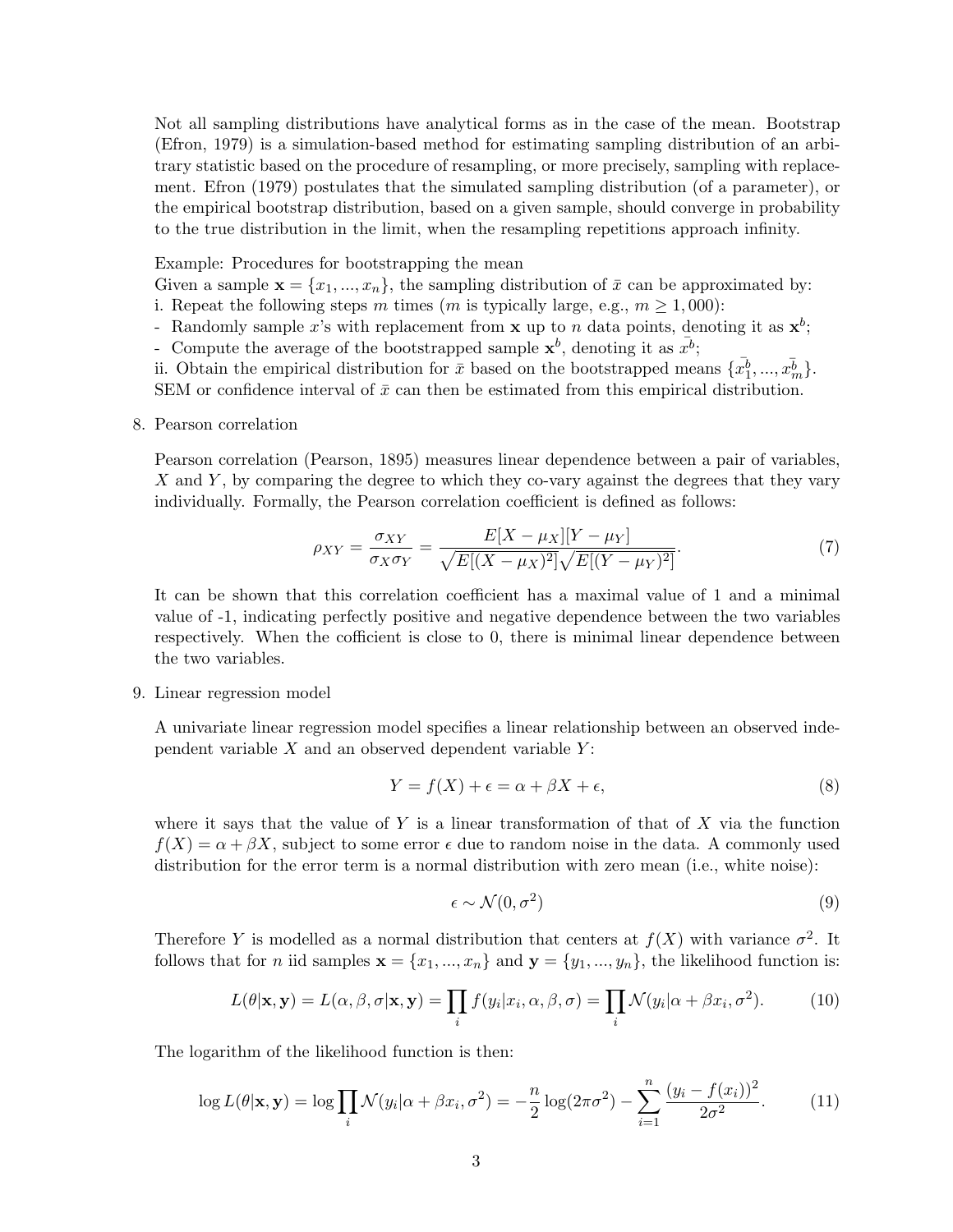Not all sampling distributions have analytical forms as in the case of the mean. Bootstrap (Efron, 1979) is a simulation-based method for estimating sampling distribution of an arbitrary statistic based on the procedure of resampling, or more precisely, sampling with replacement. Efron (1979) postulates that the simulated sampling distribution (of a parameter), or the empirical bootstrap distribution, based on a given sample, should converge in probability to the true distribution in the limit, when the resampling repetitions approach infinity.

Example: Procedures for bootstrapping the mean
Given a sample $\mathbf{x} = \{x_1, ..., x_n\}$, the sampling distribution of $\bar{x}$ can be approximated by:
i. Repeat the following steps $m$ times ($m$ is typically large, e.g., $m \geq 1,000$):
- Randomly sample $x$'s with replacement from $\mathbf{x}$ up to $n$ data points, denoting it as $\mathbf{x}^b$;
- Compute the average of the bootstrapped sample $\mathbf{x}^b$, denoting it as $\bar{x^b}$;
ii. Obtain the empirical distribution for $\bar{x}$ based on the bootstrapped means $\{\bar{x_1^b}, ..., \bar{x_m^b}\}$.
SEM or confidence interval of $\bar{x}$ can then be estimated from this empirical distribution.

8. Pearson correlation

Pearson correlation (Pearson, 1895) measures linear dependence between a pair of variables, $X$ and $Y$, by comparing the degree to which they co-vary against the degrees that they vary individually. Formally, the Pearson correlation coefficient is defined as follows:

$$\rho_{XY} = \frac{\sigma_{XY}}{\sigma_X \sigma_Y} = \frac{E[X - \mu_X][Y - \mu_Y]}{\sqrt{E[(X - \mu_X)^2]}\sqrt{E[(Y - \mu_Y)^2]}}. \tag{7}$$

It can be shown that this correlation coefficient has a maximal value of 1 and a minimal value of -1, indicating perfectly positive and negative dependence between the two variables respectively. When the cofficient is close to 0, there is minimal linear dependence between the two variables.

9. Linear regression model

A univariate linear regression model specifies a linear relationship between an observed independent variable $X$ and an observed dependent variable $Y$:

$$Y = f(X) + \epsilon = \alpha + \beta X + \epsilon, \tag{8}$$

where it says that the value of $Y$ is a linear transformation of that of $X$ via the function $f(X) = \alpha + \beta X$, subject to some error $\epsilon$ due to random noise in the data. A commonly used distribution for the error term is a normal distribution with zero mean (i.e., white noise):

$$\epsilon \sim \mathcal{N}(0, \sigma^2) \tag{9}$$

Therefore $Y$ is modelled as a normal distribution that centers at $f(X)$ with variance $\sigma^2$. It follows that for $n$ iid samples $\mathbf{x} = \{x_1, ..., x_n\}$ and $\mathbf{y} = \{y_1, ..., y_n\}$, the likelihood function is:

$$L(\theta|\mathbf{x}, \mathbf{y}) = L(\alpha, \beta, \sigma|\mathbf{x}, \mathbf{y}) = \prod_i f(y_i|x_i, \alpha, \beta, \sigma) = \prod_i \mathcal{N}(y_i|\alpha + \beta x_i, \sigma^2). \tag{10}$$

The logarithm of the likelihood function is then:

$$\log L(\theta|\mathbf{x}, \mathbf{y}) = \log \prod_i \mathcal{N}(y_i|\alpha + \beta x_i, \sigma^2) = -\frac{n}{2}\log(2\pi\sigma^2) - \sum_{i=1}^{n} \frac{(y_i - f(x_i))^2}{2\sigma^2}. \tag{11}$$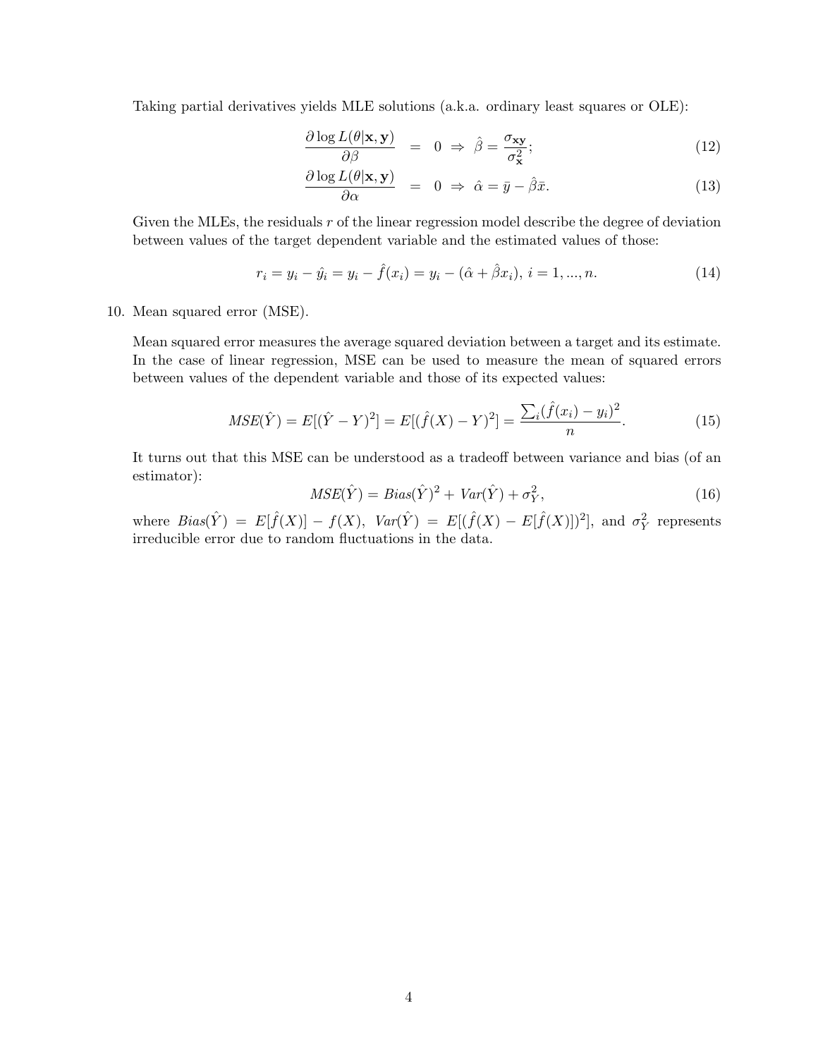Taking partial derivatives yields MLE solutions (a.k.a. ordinary least squares or OLE):

$$\frac{\partial \log L(\theta|\mathbf{x}, \mathbf{y})}{\partial \beta} = 0 \Rightarrow \hat{\beta} = \frac{\sigma_{\mathbf{xy}}}{\sigma_{\mathbf{x}}^2}; \tag{12}$$

$$\frac{\partial \log L(\theta|\mathbf{x}, \mathbf{y})}{\partial \alpha} = 0 \Rightarrow \hat{\alpha} = \bar{y} - \hat{\beta}\bar{x}. \tag{13}$$

Given the MLEs, the residuals $r$ of the linear regression model describe the degree of deviation between values of the target dependent variable and the estimated values of those:

$$r_i = y_i - \hat{y}_i = y_i - \hat{f}(x_i) = y_i - (\hat{\alpha} + \hat{\beta}x_i),\ i = 1, ..., n. \tag{14}$$

10. Mean squared error (MSE).

    Mean squared error measures the average squared deviation between a target and its estimate. In the case of linear regression, MSE can be used to measure the mean of squared errors between values of the dependent variable and those of its expected values:

    $$MSE(\hat{Y}) = E[(\hat{Y} - Y)^2] = E[(\hat{f}(X) - Y)^2] = \frac{\sum_i (\hat{f}(x_i) - y_i)^2}{n}. \tag{15}$$

    It turns out that this MSE can be understood as a tradeoff between variance and bias (of an estimator):

    $$MSE(\hat{Y}) = Bias(\hat{Y})^2 + Var(\hat{Y}) + \sigma_Y^2, \tag{16}$$

    where $Bias(\hat{Y}) = E[\hat{f}(X)] - f(X)$, $Var(\hat{Y}) = E[(\hat{f}(X) - E[\hat{f}(X)])^2]$, and $\sigma_Y^2$ represents irreducible error due to random fluctuations in the data.